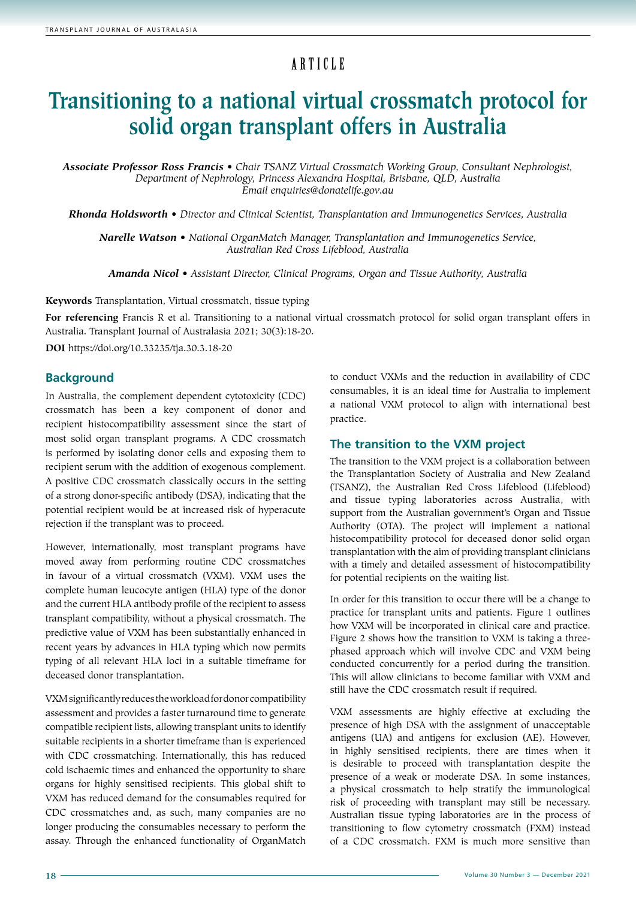ARTICLE

# Transitioning to a national virtual crossmatch protocol for solid organ transplant offers in Australia

***Associate Professor Ross Francis*** • *Chair TSANZ Virtual Crossmatch Working Group, Consultant Nephrologist, Department of Nephrology, Princess Alexandra Hospital, Brisbane, QLD, Australia*
*Email enquiries@donatelife.gov.au*

***Rhonda Holdsworth*** • *Director and Clinical Scientist, Transplantation and Immunogenetics Services, Australia*

***Narelle Watson*** • *National OrganMatch Manager, Transplantation and Immunogenetics Service, Australian Red Cross Lifeblood, Australia*

***Amanda Nicol*** • *Assistant Director, Clinical Programs, Organ and Tissue Authority, Australia*

**Keywords** Transplantation, Virtual crossmatch, tissue typing

**For referencing** Francis R et al. Transitioning to a national virtual crossmatch protocol for solid organ transplant offers in Australia. Transplant Journal of Australasia 2021; 30(3):18-20.

**DOI** https://doi.org/10.33235/tja.30.3.18-20

## Background

In Australia, the complement dependent cytotoxicity (CDC) crossmatch has been a key component of donor and recipient histocompatibility assessment since the start of most solid organ transplant programs. A CDC crossmatch is performed by isolating donor cells and exposing them to recipient serum with the addition of exogenous complement. A positive CDC crossmatch classically occurs in the setting of a strong donor-specific antibody (DSA), indicating that the potential recipient would be at increased risk of hyperacute rejection if the transplant was to proceed.

However, internationally, most transplant programs have moved away from performing routine CDC crossmatches in favour of a virtual crossmatch (VXM). VXM uses the complete human leucocyte antigen (HLA) type of the donor and the current HLA antibody profile of the recipient to assess transplant compatibility, without a physical crossmatch. The predictive value of VXM has been substantially enhanced in recent years by advances in HLA typing which now permits typing of all relevant HLA loci in a suitable timeframe for deceased donor transplantation.

VXM significantly reduces the workload for donor compatibility assessment and provides a faster turnaround time to generate compatible recipient lists, allowing transplant units to identify suitable recipients in a shorter timeframe than is experienced with CDC crossmatching. Internationally, this has reduced cold ischaemic times and enhanced the opportunity to share organs for highly sensitised recipients. This global shift to VXM has reduced demand for the consumables required for CDC crossmatches and, as such, many companies are no longer producing the consumables necessary to perform the assay. Through the enhanced functionality of OrganMatch to conduct VXMs and the reduction in availability of CDC consumables, it is an ideal time for Australia to implement a national VXM protocol to align with international best practice.

## The transition to the VXM project

The transition to the VXM project is a collaboration between the Transplantation Society of Australia and New Zealand (TSANZ), the Australian Red Cross Lifeblood (Lifeblood) and tissue typing laboratories across Australia, with support from the Australian government's Organ and Tissue Authority (OTA). The project will implement a national histocompatibility protocol for deceased donor solid organ transplantation with the aim of providing transplant clinicians with a timely and detailed assessment of histocompatibility for potential recipients on the waiting list.

In order for this transition to occur there will be a change to practice for transplant units and patients. Figure 1 outlines how VXM will be incorporated in clinical care and practice. Figure 2 shows how the transition to VXM is taking a three-phased approach which will involve CDC and VXM being conducted concurrently for a period during the transition. This will allow clinicians to become familiar with VXM and still have the CDC crossmatch result if required.

VXM assessments are highly effective at excluding the presence of high DSA with the assignment of unacceptable antigens (UA) and antigens for exclusion (AE). However, in highly sensitised recipients, there are times when it is desirable to proceed with transplantation despite the presence of a weak or moderate DSA. In some instances, a physical crossmatch to help stratify the immunological risk of proceeding with transplant may still be necessary. Australian tissue typing laboratories are in the process of transitioning to flow cytometry crossmatch (FXM) instead of a CDC crossmatch. FXM is much more sensitive than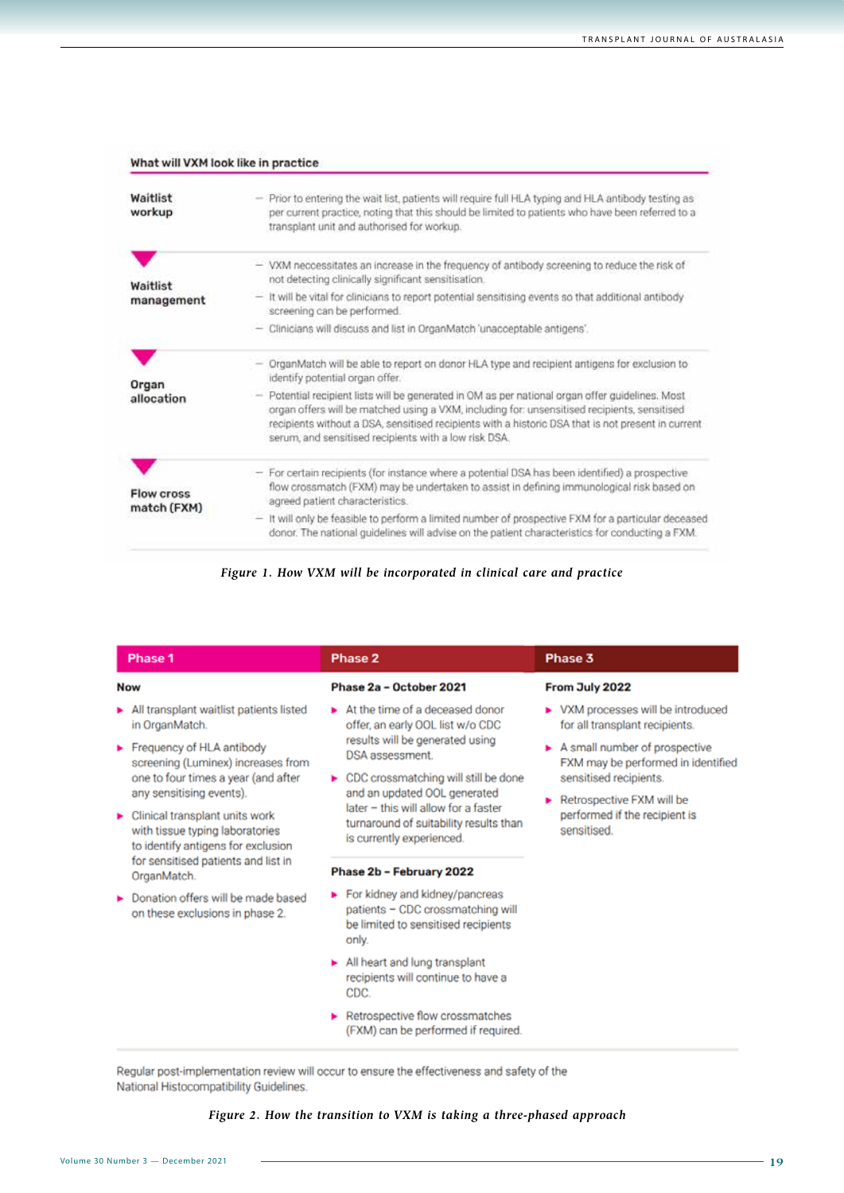**What will VXM look like in practice**

| | |
|---|---|
| **Waitlist workup** | – Prior to entering the wait list, patients will require full HLA typing and HLA antibody testing as per current practice, noting that this should be limited to patients who have been referred to a transplant unit and authorised for workup. |
| **Waitlist management** | – VXM neccessitates an increase in the frequency of antibody screening to reduce the risk of not detecting clinically significant sensitisation.<br>– It will be vital for clinicians to report potential sensitising events so that additional antibody screening can be performed.<br>– Clinicians will discuss and list in OrganMatch 'unacceptable antigens'. |
| **Organ allocation** | – OrganMatch will be able to report on donor HLA type and recipient antigens for exclusion to identify potential organ offer.<br>– Potential recipient lists will be generated in OM as per national organ offer guidelines. Most organ offers will be matched using a VXM, including for: unsensitised recipients, sensitised recipients without a DSA, sensitised recipients with a historic DSA that is not present in current serum, and sensitised recipients with a low risk DSA. |
| **Flow cross match (FXM)** | – For certain recipients (for instance where a potential DSA has been identified) a prospective flow crossmatch (FXM) may be undertaken to assist in defining immunological risk based on agreed patient characteristics.<br>– It will only be feasible to perform a limited number of prospective FXM for a particular deceased donor. The national guidelines will advise on the patient characteristics for conducting a FXM. |

*Figure 1. How VXM will be incorporated in clinical care and practice*

## Phase 1

**Now**

- All transplant waitlist patients listed in OrganMatch.
- Frequency of HLA antibody screening (Luminex) increases from one to four times a year (and after any sensitising events).
- Clinical transplant units work with tissue typing laboratories to identify antigens for exclusion for sensitised patients and list in OrganMatch.
- Donation offers will be made based on these exclusions in phase 2.

## Phase 2

**Phase 2a – October 2021**

- At the time of a deceased donor offer, an early OOL list w/o CDC results will be generated using DSA assessment.
- CDC crossmatching will still be done and an updated OOL generated later – this will allow for a faster turnaround of suitability results than is currently experienced.

**Phase 2b – February 2022**

- For kidney and kidney/pancreas patients – CDC crossmatching will be limited to sensitised recipients only.
- All heart and lung transplant recipients will continue to have a CDC.
- Retrospective flow crossmatches (FXM) can be performed if required.

## Phase 3

**From July 2022**

- VXM processes will be introduced for all transplant recipients.
- A small number of prospective FXM may be performed in identified sensitised recipients.
- Retrospective FXM will be performed if the recipient is sensitised.

Regular post-implementation review will occur to ensure the effectiveness and safety of the National Histocompatibility Guidelines.

*Figure 2. How the transition to VXM is taking a three-phased approach*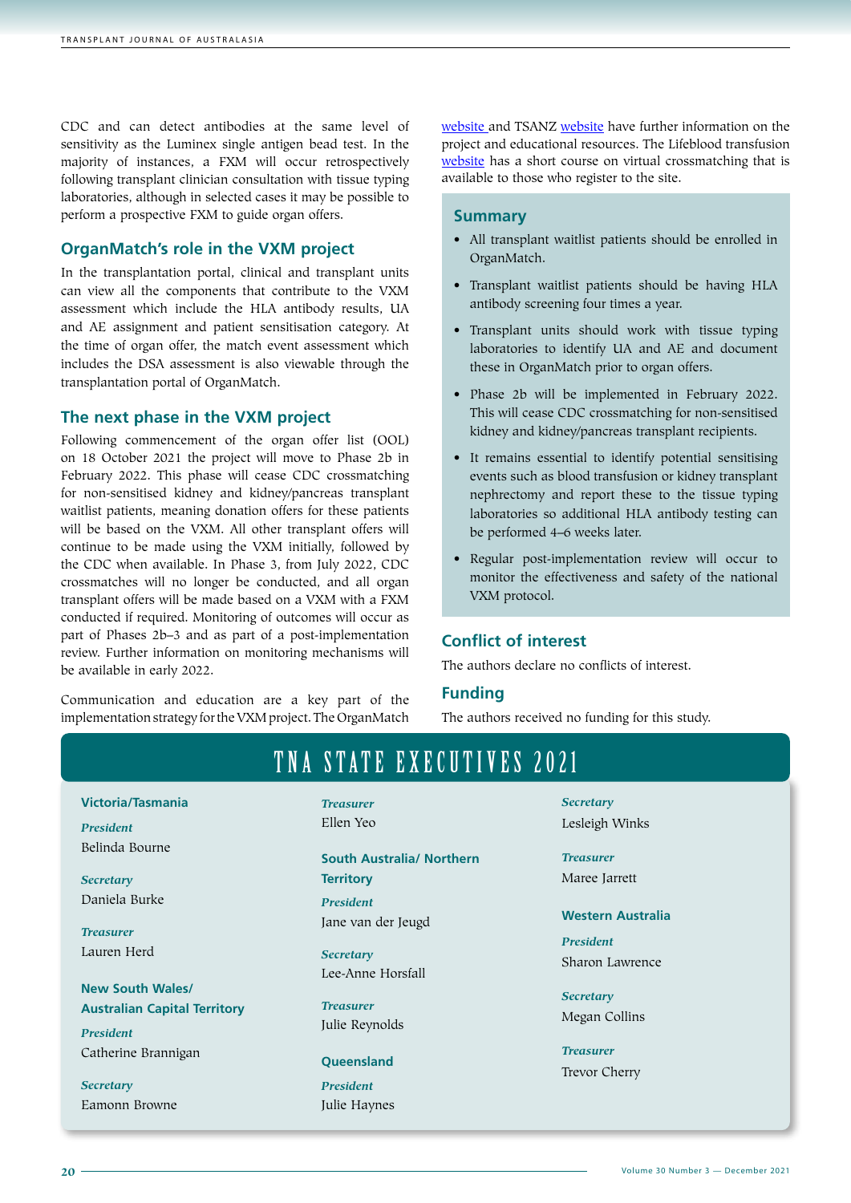CDC and can detect antibodies at the same level of sensitivity as the Luminex single antigen bead test. In the majority of instances, a FXM will occur retrospectively following transplant clinician consultation with tissue typing laboratories, although in selected cases it may be possible to perform a prospective FXM to guide organ offers.

## OrganMatch's role in the VXM project

In the transplantation portal, clinical and transplant units can view all the components that contribute to the VXM assessment which include the HLA antibody results, UA and AE assignment and patient sensitisation category. At the time of organ offer, the match event assessment which includes the DSA assessment is also viewable through the transplantation portal of OrganMatch.

## The next phase in the VXM project

Following commencement of the organ offer list (OOL) on 18 October 2021 the project will move to Phase 2b in February 2022. This phase will cease CDC crossmatching for non-sensitised kidney and kidney/pancreas transplant waitlist patients, meaning donation offers for these patients will be based on the VXM. All other transplant offers will continue to be made using the VXM initially, followed by the CDC when available. In Phase 3, from July 2022, CDC crossmatches will no longer be conducted, and all organ transplant offers will be made based on a VXM with a FXM conducted if required. Monitoring of outcomes will occur as part of Phases 2b–3 and as part of a post-implementation review. Further information on monitoring mechanisms will be available in early 2022.

Communication and education are a key part of the implementation strategy for the VXM project. The OrganMatch website and TSANZ website have further information on the project and educational resources. The Lifeblood transfusion website has a short course on virtual crossmatching that is available to those who register to the site.

### Summary

- All transplant waitlist patients should be enrolled in OrganMatch.
- Transplant waitlist patients should be having HLA antibody screening four times a year.
- Transplant units should work with tissue typing laboratories to identify UA and AE and document these in OrganMatch prior to organ offers.
- Phase 2b will be implemented in February 2022. This will cease CDC crossmatching for non-sensitised kidney and kidney/pancreas transplant recipients.
- It remains essential to identify potential sensitising events such as blood transfusion or kidney transplant nephrectomy and report these to the tissue typing laboratories so additional HLA antibody testing can be performed 4–6 weeks later.
- Regular post-implementation review will occur to monitor the effectiveness and safety of the national VXM protocol.

## Conflict of interest

The authors declare no conflicts of interest.

## Funding

The authors received no funding for this study.

# TNA STATE EXECUTIVES 2021

### Victoria/Tasmania

*President*
Belinda Bourne

*Secretary*
Daniela Burke

*Treasurer*
Lauren Herd

### New South Wales/ Australian Capital Territory

*President*
Catherine Brannigan

*Secretary*
Eamonn Browne

*Treasurer*
Ellen Yeo

### South Australia/ Northern Territory

*President*
Jane van der Jeugd

*Secretary*
Lee-Anne Horsfall

*Treasurer*
Julie Reynolds

### Queensland

*President*
Julie Haynes

*Secretary*
Lesleigh Winks

*Treasurer*
Maree Jarrett

### Western Australia

*President*
Sharon Lawrence

*Secretary*
Megan Collins

*Treasurer*
Trevor Cherry